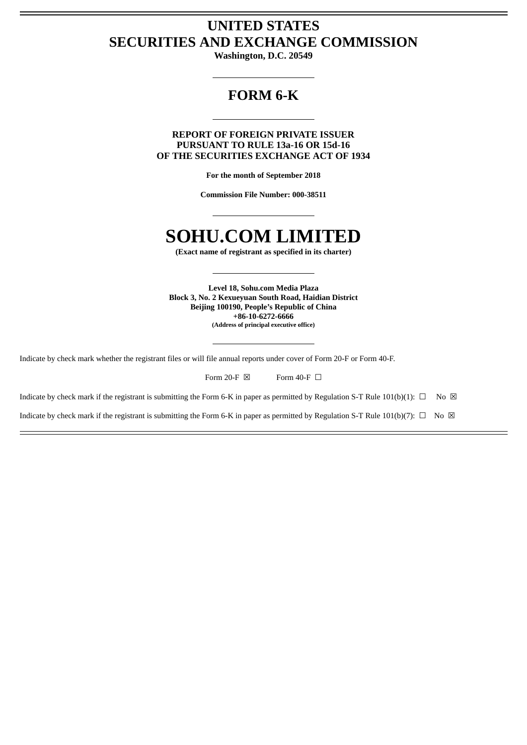# UNITED STATES
# SECURITIES AND EXCHANGE COMMISSION

**Washington, D.C. 20549**

---

## FORM 6-K

---

**REPORT OF FOREIGN PRIVATE ISSUER**
**PURSUANT TO RULE 13a-16 OR 15d-16**
**OF THE SECURITIES EXCHANGE ACT OF 1934**

**For the month of September 2018**

**Commission File Number: 000-38511**

---

# SOHU.COM LIMITED

**(Exact name of registrant as specified in its charter)**

---

**Level 18, Sohu.com Media Plaza**
**Block 3, No. 2 Kexueyuan South Road, Haidian District**
**Beijing 100190, People's Republic of China**
**+86-10-6272-6666**
**(Address of principal executive office)**

---

Indicate by check mark whether the registrant files or will file annual reports under cover of Form 20-F or Form 40-F.

Form 20-F ☒ Form 40-F ☐

Indicate by check mark if the registrant is submitting the Form 6-K in paper as permitted by Regulation S-T Rule 101(b)(1): ☐ No ☒

Indicate by check mark if the registrant is submitting the Form 6-K in paper as permitted by Regulation S-T Rule 101(b)(7): ☐ No ☒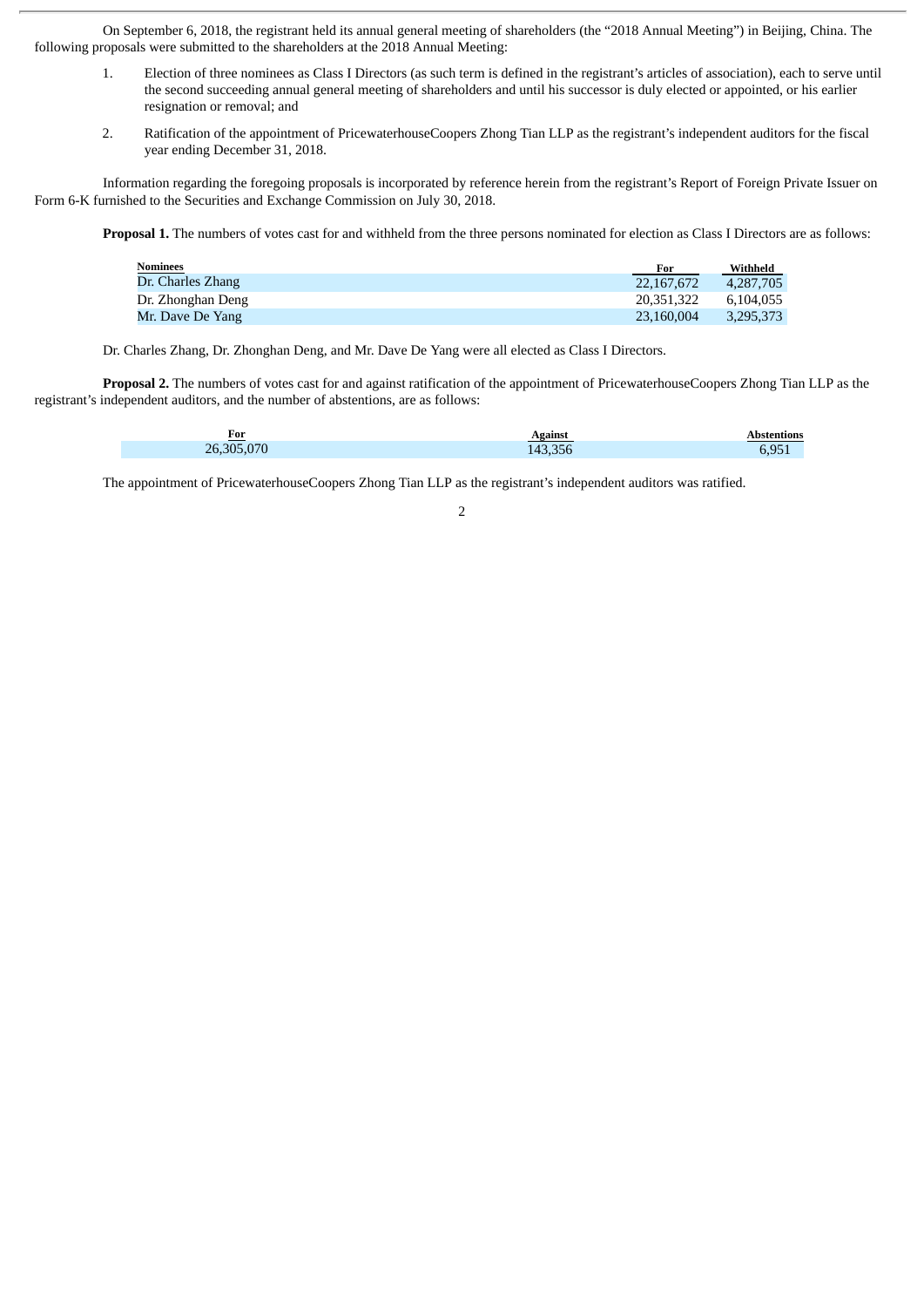On September 6, 2018, the registrant held its annual general meeting of shareholders (the "2018 Annual Meeting") in Beijing, China. The following proposals were submitted to the shareholders at the 2018 Annual Meeting:

1. Election of three nominees as Class I Directors (as such term is defined in the registrant's articles of association), each to serve until the second succeeding annual general meeting of shareholders and until his successor is duly elected or appointed, or his earlier resignation or removal; and

2. Ratification of the appointment of PricewaterhouseCoopers Zhong Tian LLP as the registrant's independent auditors for the fiscal year ending December 31, 2018.

Information regarding the foregoing proposals is incorporated by reference herein from the registrant's Report of Foreign Private Issuer on Form 6-K furnished to the Securities and Exchange Commission on July 30, 2018.

**Proposal 1.** The numbers of votes cast for and withheld from the three persons nominated for election as Class I Directors are as follows:

| Nominees | For | Withheld |
|---|---|---|
| Dr. Charles Zhang | 22,167,672 | 4,287,705 |
| Dr. Zhonghan Deng | 20,351,322 | 6,104,055 |
| Mr. Dave De Yang | 23,160,004 | 3,295,373 |

Dr. Charles Zhang, Dr. Zhonghan Deng, and Mr. Dave De Yang were all elected as Class I Directors.

**Proposal 2.** The numbers of votes cast for and against ratification of the appointment of PricewaterhouseCoopers Zhong Tian LLP as the registrant's independent auditors, and the number of abstentions, are as follows:

| For | Against | Abstentions |
|---|---|---|
| 26,305,070 | 143,356 | 6,951 |

The appointment of PricewaterhouseCoopers Zhong Tian LLP as the registrant's independent auditors was ratified.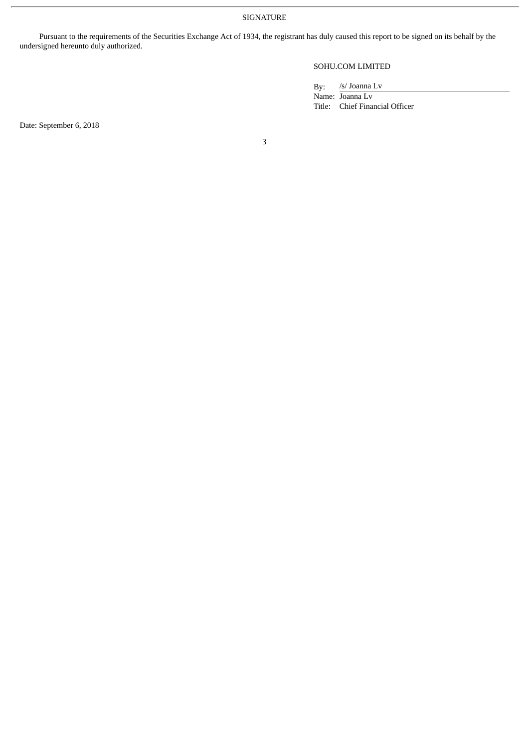SIGNATURE

Pursuant to the requirements of the Securities Exchange Act of 1934, the registrant has duly caused this report to be signed on its behalf by the undersigned hereunto duly authorized.

SOHU.COM LIMITED

| | |
|---|---|
| By: | /s/ Joanna Lv |
| Name: | Joanna Lv |
| Title: | Chief Financial Officer |

Date: September 6, 2018